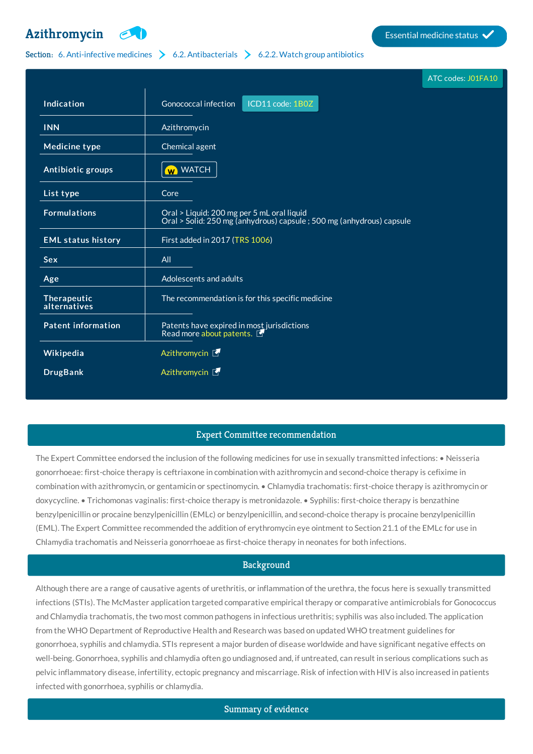# Azithromycin

Essential medicine status ✓

Section: 6. Anti-infective medicines > 6.2. Antibacterials > 6.2.2. Watch group antibiotics

ATC codes: J01FA10

| | |
|---|---|
| Indication | Gonococcal infection ICD11 code: 1B0Z |
| INN | Azithromycin |
| Medicine type | Chemical agent |
| Antibiotic groups | W WATCH |
| List type | Core |
| Formulations | Oral > Liquid: 200 mg per 5 mL oral liquid<br>Oral > Solid: 250 mg (anhydrous) capsule ; 500 mg (anhydrous) capsule |
| EML status history | First added in 2017 (TRS 1006) |
| Sex | All |
| Age | Adolescents and adults |
| Therapeutic alternatives | The recommendation is for this specific medicine |
| Patent information | Patents have expired in most jurisdictions<br>Read more about patents. |
| Wikipedia | Azithromycin |
| DrugBank | Azithromycin |

## Expert Committee recommendation

The Expert Committee endorsed the inclusion of the following medicines for use in sexually transmitted infections: • Neisseria gonorrhoeae: first-choice therapy is ceftriaxone in combination with azithromycin and second-choice therapy is cefixime in combination with azithromycin, or gentamicin or spectinomycin. • Chlamydia trachomatis: first-choice therapy is azithromycin or doxycycline. • Trichomonas vaginalis: first-choice therapy is metronidazole. • Syphilis: first-choice therapy is benzathine benzylpenicillin or procaine benzylpenicillin (EMLc) or benzylpenicillin, and second-choice therapy is procaine benzylpenicillin (EML). The Expert Committee recommended the addition of erythromycin eye ointment to Section 21.1 of the EMLc for use in Chlamydia trachomatis and Neisseria gonorrhoeae as first-choice therapy in neonates for both infections.

## Background

Although there are a range of causative agents of urethritis, or inflammation of the urethra, the focus here is sexually transmitted infections (STIs). The McMaster application targeted comparative empirical therapy or comparative antimicrobials for Gonococcus and Chlamydia trachomatis, the two most common pathogens in infectious urethritis; syphilis was also included. The application from the WHO Department of Reproductive Health and Research was based on updated WHO treatment guidelines for gonorrhoea, syphilis and chlamydia. STIs represent a major burden of disease worldwide and have significant negative effects on well-being. Gonorrhoea, syphilis and chlamydia often go undiagnosed and, if untreated, can result in serious complications such as pelvic inflammatory disease, infertility, ectopic pregnancy and miscarriage. Risk of infection with HIV is also increased in patients infected with gonorrhoea, syphilis or chlamydia.

## Summary of evidence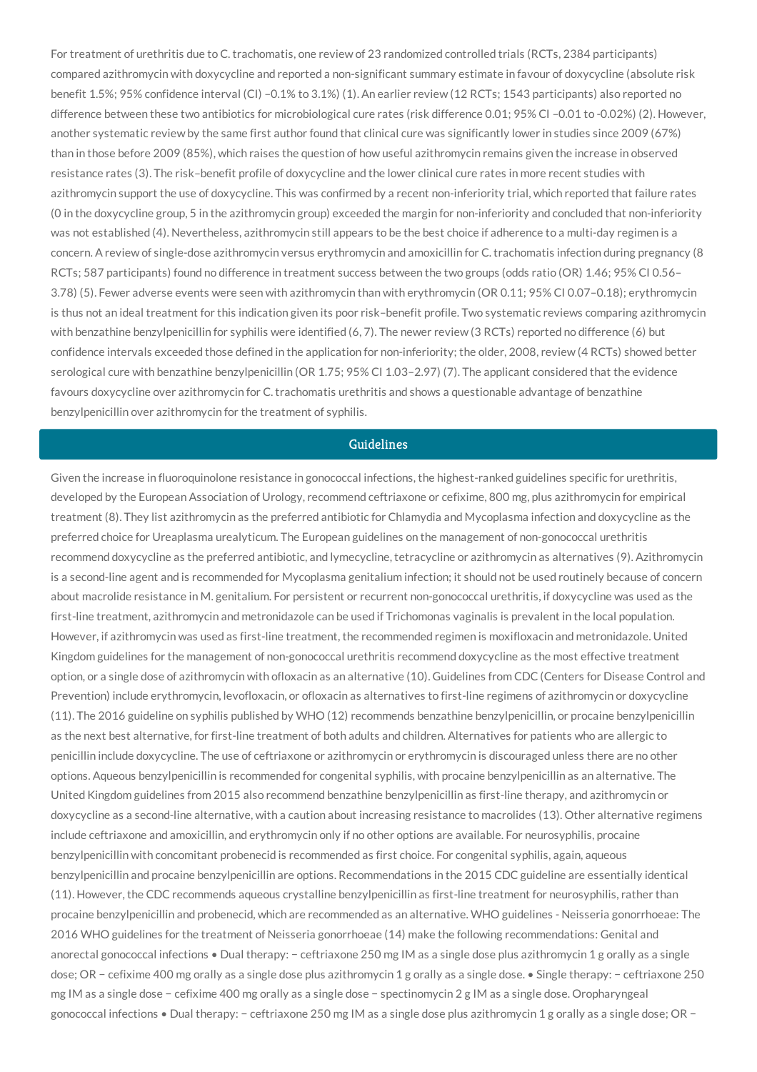For treatment of urethritis due to C. trachomatis, one review of 23 randomized controlled trials (RCTs, 2384 participants) compared azithromycin with doxycycline and reported a non-significant summary estimate in favour of doxycycline (absolute risk benefit 1.5%; 95% confidence interval (CI) –0.1% to 3.1%) (1). An earlier review (12 RCTs; 1543 participants) also reported no difference between these two antibiotics for microbiological cure rates (risk difference 0.01; 95% CI –0.01 to -0.02%) (2). However, another systematic review by the same first author found that clinical cure was significantly lower in studies since 2009 (67%) than in those before 2009 (85%), which raises the question of how useful azithromycin remains given the increase in observed resistance rates (3). The risk–benefit profile of doxycycline and the lower clinical cure rates in more recent studies with azithromycin support the use of doxycycline. This was confirmed by a recent non-inferiority trial, which reported that failure rates (0 in the doxycycline group, 5 in the azithromycin group) exceeded the margin for non-inferiority and concluded that non-inferiority was not established (4). Nevertheless, azithromycin still appears to be the best choice if adherence to a multi-day regimen is a concern. A review of single-dose azithromycin versus erythromycin and amoxicillin for C. trachomatis infection during pregnancy (8 RCTs; 587 participants) found no difference in treatment success between the two groups (odds ratio (OR) 1.46; 95% CI 0.56–3.78) (5). Fewer adverse events were seen with azithromycin than with erythromycin (OR 0.11; 95% CI 0.07–0.18); erythromycin is thus not an ideal treatment for this indication given its poor risk–benefit profile. Two systematic reviews comparing azithromycin with benzathine benzylpenicillin for syphilis were identified (6, 7). The newer review (3 RCTs) reported no difference (6) but confidence intervals exceeded those defined in the application for non-inferiority; the older, 2008, review (4 RCTs) showed better serological cure with benzathine benzylpenicillin (OR 1.75; 95% CI 1.03–2.97) (7). The applicant considered that the evidence favours doxycycline over azithromycin for C. trachomatis urethritis and shows a questionable advantage of benzathine benzylpenicillin over azithromycin for the treatment of syphilis.

## Guidelines

Given the increase in fluoroquinolone resistance in gonococcal infections, the highest-ranked guidelines specific for urethritis, developed by the European Association of Urology, recommend ceftriaxone or cefixime, 800 mg, plus azithromycin for empirical treatment (8). They list azithromycin as the preferred antibiotic for Chlamydia and Mycoplasma infection and doxycycline as the preferred choice for Ureaplasma urealyticum. The European guidelines on the management of non-gonococcal urethritis recommend doxycycline as the preferred antibiotic, and lymecycline, tetracycline or azithromycin as alternatives (9). Azithromycin is a second-line agent and is recommended for Mycoplasma genitalium infection; it should not be used routinely because of concern about macrolide resistance in M. genitalium. For persistent or recurrent non-gonococcal urethritis, if doxycycline was used as the first-line treatment, azithromycin and metronidazole can be used if Trichomonas vaginalis is prevalent in the local population. However, if azithromycin was used as first-line treatment, the recommended regimen is moxifloxacin and metronidazole. United Kingdom guidelines for the management of non-gonococcal urethritis recommend doxycycline as the most effective treatment option, or a single dose of azithromycin with ofloxacin as an alternative (10). Guidelines from CDC (Centers for Disease Control and Prevention) include erythromycin, levofloxacin, or ofloxacin as alternatives to first-line regimens of azithromycin or doxycycline (11). The 2016 guideline on syphilis published by WHO (12) recommends benzathine benzylpenicillin, or procaine benzylpenicillin as the next best alternative, for first-line treatment of both adults and children. Alternatives for patients who are allergic to penicillin include doxycycline. The use of ceftriaxone or azithromycin or erythromycin is discouraged unless there are no other options. Aqueous benzylpenicillin is recommended for congenital syphilis, with procaine benzylpenicillin as an alternative. The United Kingdom guidelines from 2015 also recommend benzathine benzylpenicillin as first-line therapy, and azithromycin or doxycycline as a second-line alternative, with a caution about increasing resistance to macrolides (13). Other alternative regimens include ceftriaxone and amoxicillin, and erythromycin only if no other options are available. For neurosyphilis, procaine benzylpenicillin with concomitant probenecid is recommended as first choice. For congenital syphilis, again, aqueous benzylpenicillin and procaine benzylpenicillin are options. Recommendations in the 2015 CDC guideline are essentially identical (11). However, the CDC recommends aqueous crystalline benzylpenicillin as first-line treatment for neurosyphilis, rather than procaine benzylpenicillin and probenecid, which are recommended as an alternative. WHO guidelines - Neisseria gonorrhoeae: The 2016 WHO guidelines for the treatment of Neisseria gonorrhoeae (14) make the following recommendations: Genital and anorectal gonococcal infections • Dual therapy: − ceftriaxone 250 mg IM as a single dose plus azithromycin 1 g orally as a single dose; OR − cefixime 400 mg orally as a single dose plus azithromycin 1 g orally as a single dose. • Single therapy: − ceftriaxone 250 mg IM as a single dose − cefixime 400 mg orally as a single dose − spectinomycin 2 g IM as a single dose. Oropharyngeal gonococcal infections • Dual therapy: − ceftriaxone 250 mg IM as a single dose plus azithromycin 1 g orally as a single dose; OR −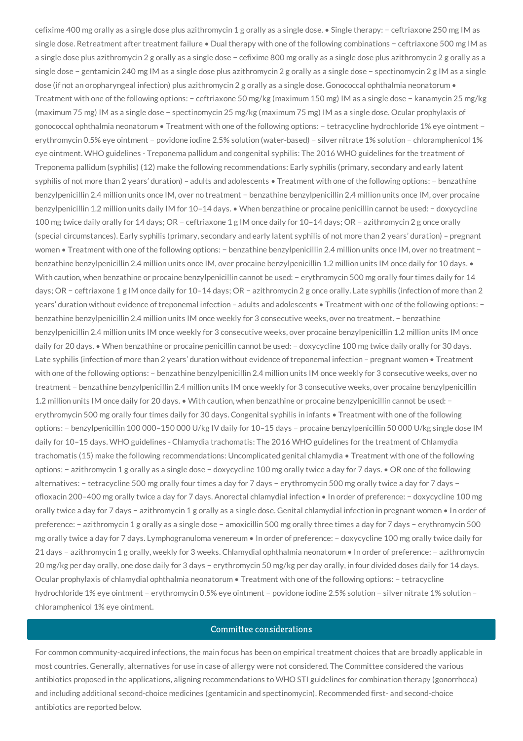cefixime 400 mg orally as a single dose plus azithromycin 1 g orally as a single dose. • Single therapy: − ceftriaxone 250 mg IM as single dose. Retreatment after treatment failure • Dual therapy with one of the following combinations − ceftriaxone 500 mg IM as a single dose plus azithromycin 2 g orally as a single dose − cefixime 800 mg orally as a single dose plus azithromycin 2 g orally as a single dose − gentamicin 240 mg IM as a single dose plus azithromycin 2 g orally as a single dose − spectinomycin 2 g IM as a single dose (if not an oropharyngeal infection) plus azithromycin 2 g orally as a single dose. Gonococcal ophthalmia neonatorum • Treatment with one of the following options: − ceftriaxone 50 mg/kg (maximum 150 mg) IM as a single dose − kanamycin 25 mg/kg (maximum 75 mg) IM as a single dose − spectinomycin 25 mg/kg (maximum 75 mg) IM as a single dose. Ocular prophylaxis of gonococcal ophthalmia neonatorum • Treatment with one of the following options: − tetracycline hydrochloride 1% eye ointment − erythromycin 0.5% eye ointment − povidone iodine 2.5% solution (water-based) − silver nitrate 1% solution − chloramphenicol 1% eye ointment. WHO guidelines - Treponema pallidum and congenital syphilis: The 2016 WHO guidelines for the treatment of Treponema pallidum (syphilis) (12) make the following recommendations: Early syphilis (primary, secondary and early latent syphilis of not more than 2 years' duration) – adults and adolescents • Treatment with one of the following options: − benzathine benzylpenicillin 2.4 million units once IM, over no treatment − benzathine benzylpenicillin 2.4 million units once IM, over procaine benzylpenicillin 1.2 million units daily IM for 10–14 days. • When benzathine or procaine penicillin cannot be used: − doxycycline 100 mg twice daily orally for 14 days; OR − ceftriaxone 1 g IM once daily for 10–14 days; OR − azithromycin 2 g once orally (special circumstances). Early syphilis (primary, secondary and early latent syphilis of not more than 2 years' duration) – pregnant women • Treatment with one of the following options: − benzathine benzylpenicillin 2.4 million units once IM, over no treatment − benzathine benzylpenicillin 2.4 million units once IM, over procaine benzylpenicillin 1.2 million units IM once daily for 10 days. • With caution, when benzathine or procaine benzylpenicillin cannot be used: − erythromycin 500 mg orally four times daily for 14 days; OR − ceftriaxone 1 g IM once daily for 10–14 days; OR − azithromycin 2 g once orally. Late syphilis (infection of more than 2 years' duration without evidence of treponemal infection – adults and adolescents • Treatment with one of the following options: − benzathine benzylpenicillin 2.4 million units IM once weekly for 3 consecutive weeks, over no treatment. − benzathine benzylpenicillin 2.4 million units IM once weekly for 3 consecutive weeks, over procaine benzylpenicillin 1.2 million units IM once daily for 20 days. • When benzathine or procaine penicillin cannot be used: − doxycycline 100 mg twice daily orally for 30 days. Late syphilis (infection of more than 2 years' duration without evidence of treponemal infection – pregnant women • Treatment with one of the following options: − benzathine benzylpenicillin 2.4 million units IM once weekly for 3 consecutive weeks, over no treatment − benzathine benzylpenicillin 2.4 million units IM once weekly for 3 consecutive weeks, over procaine benzylpenicillin 1.2 million units IM once daily for 20 days. • With caution, when benzathine or procaine benzylpenicillin cannot be used: − erythromycin 500 mg orally four times daily for 30 days. Congenital syphilis in infants • Treatment with one of the following options: − benzylpenicillin 100 000–150 000 U/kg IV daily for 10–15 days − procaine benzylpenicillin 50 000 U/kg single dose IM daily for 10–15 days. WHO guidelines - Chlamydia trachomatis: The 2016 WHO guidelines for the treatment of Chlamydia trachomatis (15) make the following recommendations: Uncomplicated genital chlamydia • Treatment with one of the following options: − azithromycin 1 g orally as a single dose − doxycycline 100 mg orally twice a day for 7 days. • OR one of the following alternatives: − tetracycline 500 mg orally four times a day for 7 days − erythromycin 500 mg orally twice a day for 7 days − ofloxacin 200–400 mg orally twice a day for 7 days. Anorectal chlamydial infection • In order of preference: − doxycycline 100 mg orally twice a day for 7 days − azithromycin 1 g orally as a single dose. Genital chlamydial infection in pregnant women • In order of preference: − azithromycin 1 g orally as a single dose − amoxicillin 500 mg orally three times a day for 7 days − erythromycin 500 mg orally twice a day for 7 days. Lymphogranuloma venereum • In order of preference: − doxycycline 100 mg orally twice daily for 21 days − azithromycin 1 g orally, weekly for 3 weeks. Chlamydial ophthalmia neonatorum • In order of preference: − azithromycin 20 mg/kg per day orally, one dose daily for 3 days − erythromycin 50 mg/kg per day orally, in four divided doses daily for 14 days. Ocular prophylaxis of chlamydial ophthalmia neonatorum • Treatment with one of the following options: − tetracycline hydrochloride 1% eye ointment − erythromycin 0.5% eye ointment − povidone iodine 2.5% solution − silver nitrate 1% solution − chloramphenicol 1% eye ointment.

## Committee considerations

For common community-acquired infections, the main focus has been on empirical treatment choices that are broadly applicable in most countries. Generally, alternatives for use in case of allergy were not considered. The Committee considered the various antibiotics proposed in the applications, aligning recommendations to WHO STI guidelines for combination therapy (gonorrhoea) and including additional second-choice medicines (gentamicin and spectinomycin). Recommended first- and second-choice antibiotics are reported below.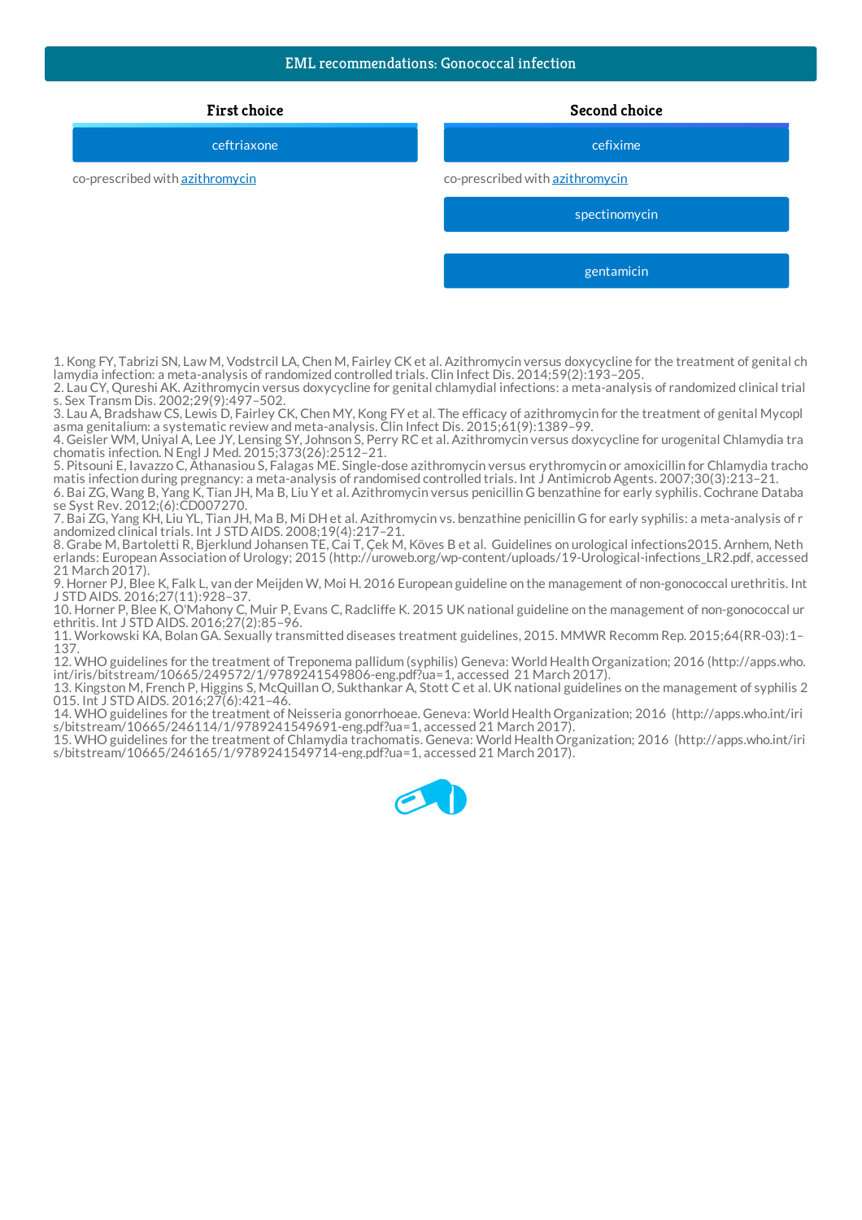## EML recommendations: Gonococcal infection

**First choice**

ceftriaxone

co-prescribed with azithromycin

**Second choice**

cefixime

co-prescribed with azithromycin

spectinomycin

gentamicin

1. Kong FY, Tabrizi SN, Law M, Vodstrcil LA, Chen M, Fairley CK et al. Azithromycin versus doxycycline for the treatment of genital chlamydia infection: a meta-analysis of randomized controlled trials. Clin Infect Dis. 2014;59(2):193–205.
2. Lau CY, Qureshi AK. Azithromycin versus doxycycline for genital chlamydial infections: a meta-analysis of randomized clinical trials. Sex Transm Dis. 2002;29(9):497–502.
3. Lau A, Bradshaw CS, Lewis D, Fairley CK, Chen MY, Kong FY et al. The efficacy of azithromycin for the treatment of genital Mycoplasma genitalium: a systematic review and meta-analysis. Clin Infect Dis. 2015;61(9):1389–99.
4. Geisler WM, Uniyal A, Lee JY, Lensing SY, Johnson S, Perry RC et al. Azithromycin versus doxycycline for urogenital Chlamydia trachomatis infection. N Engl J Med. 2015;373(26):2512–21.
5. Pitsouni E, Iavazzo C, Athanasiou S, Falagas ME. Single-dose azithromycin versus erythromycin or amoxicillin for Chlamydia trachomatis infection during pregnancy: a meta-analysis of randomised controlled trials. Int J Antimicrob Agents. 2007;30(3):213–21.
6. Bai ZG, Wang B, Yang K, Tian JH, Ma B, Liu Y et al. Azithromycin versus penicillin G benzathine for early syphilis. Cochrane Database Syst Rev. 2012;(6):CD007270.
7. Bai ZG, Yang KH, Liu YL, Tian JH, Ma B, Mi DH et al. Azithromycin vs. benzathine penicillin G for early syphilis: a meta-analysis of randomized clinical trials. Int J STD AIDS. 2008;19(4):217–21.
8. Grabe M, Bartoletti R, Bjerklund Johansen TE, Cai T, Çek M, Köves B et al. Guidelines on urological infections2015. Arnhem, Netherlands: European Association of Urology; 2015 (http://uroweb.org/wp-content/uploads/19-Urological-infections_LR2.pdf, accessed 21 March 2017).
9. Horner PJ, Blee K, Falk L, van der Meijden W, Moi H. 2016 European guideline on the management of non-gonococcal urethritis. Int J STD AIDS. 2016;27(11):928–37.
10. Horner P, Blee K, O'Mahony C, Muir P, Evans C, Radcliffe K. 2015 UK national guideline on the management of non-gonococcal urethritis. Int J STD AIDS. 2016;27(2):85–96.
11. Workowski KA, Bolan GA. Sexually transmitted diseases treatment guidelines, 2015. MMWR Recomm Rep. 2015;64(RR-03):1–137.
12. WHO guidelines for the treatment of Treponema pallidum (syphilis) Geneva: World Health Organization; 2016 (http://apps.who.int/iris/bitstream/10665/249572/1/9789241549806-eng.pdf?ua=1, accessed 21 March 2017).
13. Kingston M, French P, Higgins S, McQuillan O, Sukthankar A, Stott C et al. UK national guidelines on the management of syphilis 2015. Int J STD AIDS. 2016;27(6):421–46.
14. WHO guidelines for the treatment of Neisseria gonorrhoeae. Geneva: World Health Organization; 2016 (http://apps.who.int/iris/bitstream/10665/246114/1/9789241549691-eng.pdf?ua=1, accessed 21 March 2017).
15. WHO guidelines for the treatment of Chlamydia trachomatis. Geneva: World Health Organization; 2016 (http://apps.who.int/iris/bitstream/10665/246165/1/9789241549714-eng.pdf?ua=1, accessed 21 March 2017).